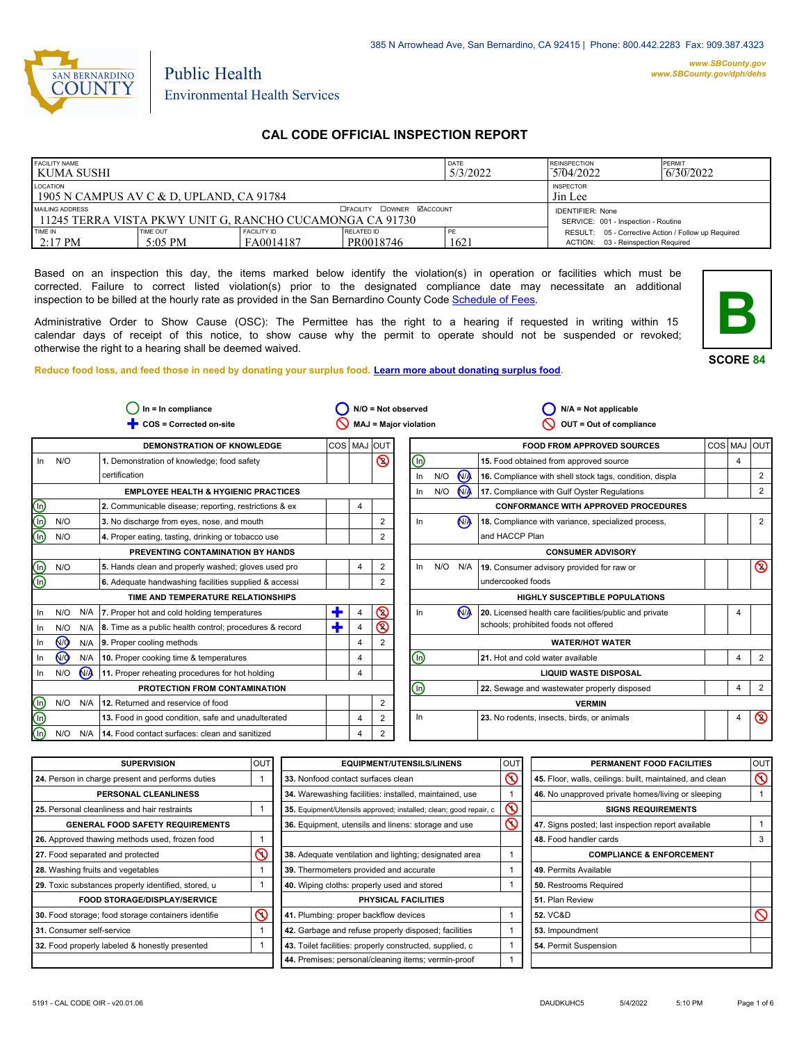385 N Arrowhead Ave, San Bernardino, CA 92415 | Phone: 800.442.2283 Fax: 909.387.4323

www.SBCounty.gov
www.SBCounty.gov/dph/dehs

SAN BERNARDINO COUNTY

Public Health
Environmental Health Services

# CAL CODE OFFICIAL INSPECTION REPORT

| FACILITY NAME | | | | DATE | REINSPECTION | PERMIT |
|---|---|---|---|---|---|---|
| KUMA SUSHI | | | | 5/3/2022 | 5/04/2022 | 6/30/2022 |
| LOCATION | | | | | INSPECTOR | |
| 1905 N CAMPUS AV C & D, UPLAND, CA 91784 | | | | | Jin Lee | |
| MAILING ADDRESS ☐FACILITY ☐OWNER ☑ACCOUNT | | | | | IDENTIFIER: None | |
| 11245 TERRA VISTA PKWY UNIT G, RANCHO CUCAMONGA CA 91730 | | | | | SERVICE: 001 - Inspection - Routine | |
| TIME IN | TIME OUT | FACILITY ID | RELATED ID | PE | RESULT: 05 - Corrective Action / Follow up Required | |
| 2:17 PM | 5:05 PM | FA0014187 | PR0018746 | 1621 | ACTION: 03 - Reinspection Required | |

Based on an inspection this day, the items marked below identify the violation(s) in operation or facilities which must be corrected. Failure to correct listed violation(s) prior to the designated compliance date may necessitate an additional inspection to be billed at the hourly rate as provided in the San Bernardino County Code Schedule of Fees.

Administrative Order to Show Cause (OSC): The Permittee has the right to a hearing if requested in writing within 15 calendar days of receipt of this notice, to show cause why the permit to operate should not be suspended or revoked; otherwise the right to a hearing shall be deemed waived.

**B**

**SCORE 84**

**Reduce food loss, and feed those in need by donating your surplus food. Learn more about donating surplus food.**

In = In compliance | N/O = Not observed | N/A = Not applicable | COS = Corrected on-site | MAJ = Major violation | OUT = Out of compliance

| | | | DEMONSTRATION OF KNOWLEDGE | COS | MAJ | OUT |
|---|---|---|---|---|---|---|
| In | N/O | | 1. Demonstration of knowledge; food safety certification | | | ⊘2 |
| | | | **EMPLOYEE HEALTH & HYGIENIC PRACTICES** | | | |
| (In) | | | 2. Communicable disease; reporting, restrictions & ex | | 4 | |
| (In) | N/O | | 3. No discharge from eyes, nose, and mouth | | | 2 |
| (In) | N/O | | 4. Proper eating, tasting, drinking or tobacco use | | | 2 |
| | | | **PREVENTING CONTAMINATION BY HANDS** | | | |
| (In) | N/O | | 5. Hands clean and properly washed; gloves used pro | | 4 | 2 |
| (In) | | | 6. Adequate handwashing facilities supplied & accessi | | | 2 |
| | | | **TIME AND TEMPERATURE RELATIONSHIPS** | | | |
| In | N/O | N/A | 7. Proper hot and cold holding temperatures | ✚ | 4 | ⊘2 |
| In | N/O | N/A | 8. Time as a public health control; procedures & record | ✚ | 4 | ⊘2 |
| In | (N/O) | N/A | 9. Proper cooling methods | | 4 | 2 |
| In | (N/O) | N/A | 10. Proper cooking time & temperatures | | 4 | |
| In | N/O | (N/A) | 11. Proper reheating procedures for hot holding | | 4 | |
| | | | **PROTECTION FROM CONTAMINATION** | | | |
| (In) | N/O | N/A | 12. Returned and reservice of food | | | 2 |
| (In) | | | 13. Food in good condition, safe and unadulterated | | 4 | 2 |
| (In) | N/O | N/A | 14. Food contact surfaces: clean and sanitized | | 4 | 2 |

| | | | FOOD FROM APPROVED SOURCES | COS | MAJ | OUT |
|---|---|---|---|---|---|---|
| (In) | | | 15. Food obtained from approved source | | 4 | |
| In | N/O | (N/A) | 16. Compliance with shell stock tags, condition, displa | | | 2 |
| In | N/O | (N/A) | 17. Compliance with Gulf Oyster Regulations | | | 2 |
| | | | **CONFORMANCE WITH APPROVED PROCEDURES** | | | |
| In | | (N/A) | 18. Compliance with variance, specialized process, and HACCP Plan | | | 2 |
| | | | **CONSUMER ADVISORY** | | | |
| In | N/O | N/A | 19. Consumer advisory provided for raw or undercooked foods | | | ⊘2 |
| | | | **HIGHLY SUSCEPTIBLE POPULATIONS** | | | |
| In | | (N/A) | 20. Licensed health care facilities/public and private schools; prohibited foods not offered | | 4 | |
| | | | **WATER/HOT WATER** | | | |
| (In) | | | 21. Hot and cold water available | | 4 | 2 |
| | | | **LIQUID WASTE DISPOSAL** | | | |
| (In) | | | 22. Sewage and wastewater properly disposed | | 4 | 2 |
| | | | **VERMIN** | | | |
| In | | | 23. No rodents, insects, birds, or animals | | 4 | ⊘2 |

| SUPERVISION | OUT |
|---|---|
| 24. Person in charge present and performs duties | 1 |
| **PERSONAL CLEANLINESS** | |
| 25. Personal cleanliness and hair restraints | 1 |
| **GENERAL FOOD SAFETY REQUIREMENTS** | |
| 26. Approved thawing methods used, frozen food | 1 |
| 27. Food separated and protected | ⊘ |
| 28. Washing fruits and vegetables | 1 |
| 29. Toxic substances properly identified, stored, u | 1 |
| **FOOD STORAGE/DISPLAY/SERVICE** | |
| 30. Food storage; food storage containers identifie | ⊘ |
| 31. Consumer self-service | 1 |
| 32. Food properly labeled & honestly presented | 1 |

| EQUIPMENT/UTENSILS/LINENS | OUT |
|---|---|
| 33. Nonfood contact surfaces clean | ⊘ |
| 34. Warewashing facilities: installed, maintained, use | 1 |
| 35. Equipment/Utensils approved; installed; clean; good repair, c | ⊘ |
| 36. Equipment, utensils and linens: storage and use | ⊘ |
| 38. Adequate ventilation and lighting; designated area | 1 |
| 39. Thermometers provided and accurate | 1 |
| 40. Wiping cloths: properly used and stored | 1 |
| **PHYSICAL FACILITIES** | |
| 41. Plumbing: proper backflow devices | 1 |
| 42. Garbage and refuse properly disposed; facilities | 1 |
| 43. Toilet facilities: properly constructed, supplied, c | 1 |
| 44. Premises; personal/cleaning items; vermin-proof | 1 |

| PERMANENT FOOD FACILITIES | OUT |
|---|---|
| 45. Floor, walls, ceilings: built, maintained, and clean | ⊘ |
| 46. No unapproved private homes/living or sleeping | 1 |
| **SIGNS REQUIREMENTS** | |
| 47. Signs posted; last inspection report available | 1 |
| 48. Food handler cards | 3 |
| **COMPLIANCE & ENFORCEMENT** | |
| 49. Permits Available | |
| 50. Restrooms Required | |
| 51. Plan Review | |
| 52. VC&D | ⊘ |
| 53. Impoundment | |
| 54. Permit Suspension | |

5191 - CAL CODE OIR - v20.01.06 DAUDKUHC5 5/4/2022 5:10 PM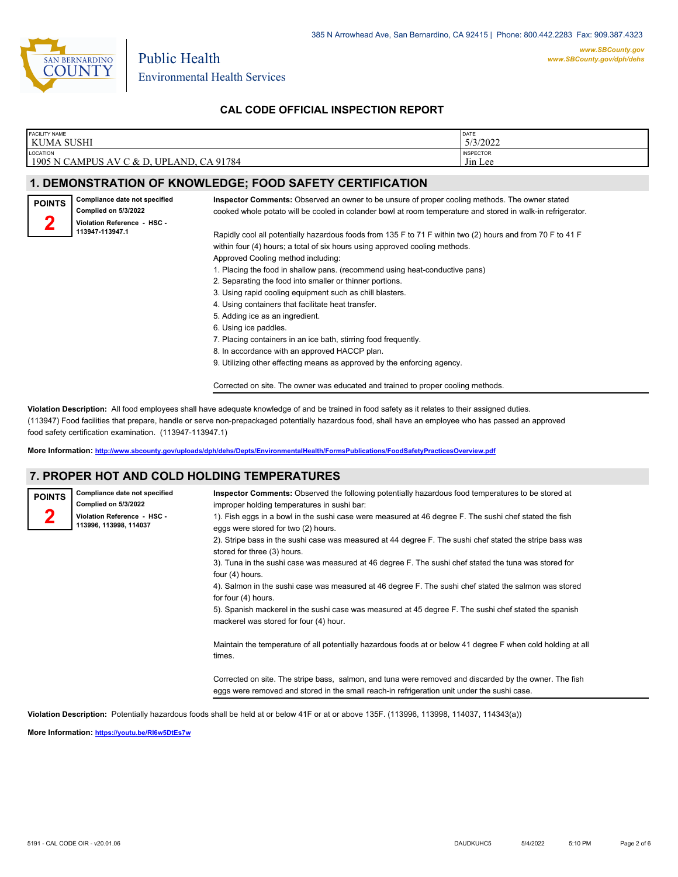San Bernardino County Public Health Environmental Health Services

385 N Arrowhead Ave, San Bernardino, CA 92415 | Phone: 800.442.2283 Fax: 909.387.4323

www.SBCounty.gov
www.SBCounty.gov/dph/dehs

## CAL CODE OFFICIAL INSPECTION REPORT

| FACILITY NAME | DATE |
|---|---|
| KUMA SUSHI | 5/3/2022 |
| LOCATION | INSPECTOR |
| 1905 N CAMPUS AV C & D, UPLAND, CA 91784 | Jin Lee |

## 1. DEMONSTRATION OF KNOWLEDGE; FOOD SAFETY CERTIFICATION

**POINTS**
**2**

**Compliance date not specified**
**Complied on 5/3/2022**
**Violation Reference - HSC - 113947-113947.1**

**Inspector Comments:** Observed an owner to be unsure of proper cooling methods. The owner stated cooked whole potato will be cooled in colander bowl at room temperature and stored in walk-in refrigerator.

Rapidly cool all potentially hazardous foods from 135 F to 71 F within two (2) hours and from 70 F to 41 F within four (4) hours; a total of six hours using approved cooling methods.
Approved Cooling method including:
1. Placing the food in shallow pans. (recommend using heat-conductive pans)
2. Separating the food into smaller or thinner portions.
3. Using rapid cooling equipment such as chill blasters.
4. Using containers that facilitate heat transfer.
5. Adding ice as an ingredient.
6. Using ice paddles.
7. Placing containers in an ice bath, stirring food frequently.
8. In accordance with an approved HACCP plan.
9. Utilizing other effecting means as approved by the enforcing agency.

Corrected on site. The owner was educated and trained to proper cooling methods.

**Violation Description:** All food employees shall have adequate knowledge of and be trained in food safety as it relates to their assigned duties. (113947) Food facilities that prepare, handle or serve non-prepackaged potentially hazardous food, shall have an employee who has passed an approved food safety certification examination. (113947-113947.1)

**More Information:** http://www.sbcounty.gov/uploads/dph/dehs/Depts/EnvironmentalHealth/FormsPublications/FoodSafetyPracticesOverview.pdf

## 7. PROPER HOT AND COLD HOLDING TEMPERATURES

**POINTS**
**2**

**Compliance date not specified**
**Complied on 5/3/2022**
**Violation Reference - HSC - 113996, 113998, 114037**

**Inspector Comments:** Observed the following potentially hazardous food temperatures to be stored at improper holding temperatures in sushi bar:
1). Fish eggs in a bowl in the sushi case were measured at 46 degree F. The sushi chef stated the fish eggs were stored for two (2) hours.
2). Stripe bass in the sushi case was measured at 44 degree F. The sushi chef stated the stripe bass was stored for three (3) hours.
3). Tuna in the sushi case was measured at 46 degree F. The sushi chef stated the tuna was stored for four (4) hours.
4). Salmon in the sushi case was measured at 46 degree F. The sushi chef stated the salmon was stored for four (4) hours.
5). Spanish mackerel in the sushi case was measured at 45 degree F. The sushi chef stated the spanish mackerel was stored for four (4) hour.

Maintain the temperature of all potentially hazardous foods at or below 41 degree F when cold holding at all times.

Corrected on site. The stripe bass, salmon, and tuna were removed and discarded by the owner. The fish eggs were removed and stored in the small reach-in refrigeration unit under the sushi case.

**Violation Description:** Potentially hazardous foods shall be held at or below 41F or at or above 135F. (113996, 113998, 114037, 114343(a))

**More Information:** https://youtu.be/RI6w5DtEs7w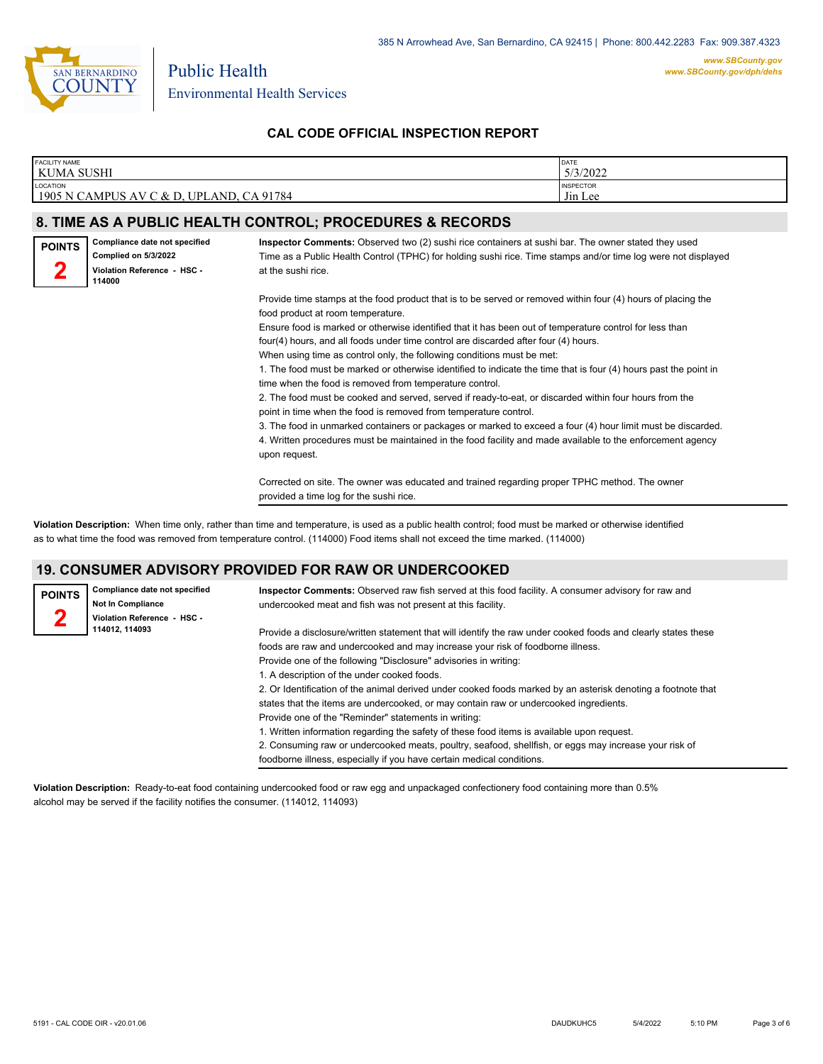385 N Arrowhead Ave, San Bernardino, CA 92415 | Phone: 800.442.2283 Fax: 909.387.4323

www.SBCounty.gov
www.SBCounty.gov/dph/dehs

Public Health
Environmental Health Services

## CAL CODE OFFICIAL INSPECTION REPORT

| FACILITY NAME | DATE |
|---|---|
| KUMA SUSHI | 5/3/2022 |
| LOCATION | INSPECTOR |
| 1905 N CAMPUS AV C & D, UPLAND, CA 91784 | Jin Lee |

## 8. TIME AS A PUBLIC HEALTH CONTROL; PROCEDURES & RECORDS

**POINTS 2**

**Compliance date not specified**
**Complied on 5/3/2022**
**Violation Reference - HSC - 114000**

**Inspector Comments:** Observed two (2) sushi rice containers at sushi bar. The owner stated they used Time as a Public Health Control (TPHC) for holding sushi rice. Time stamps and/or time log were not displayed at the sushi rice.

Provide time stamps at the food product that is to be served or removed within four (4) hours of placing the food product at room temperature.
Ensure food is marked or otherwise identified that it has been out of temperature control for less than four(4) hours, and all foods under time control are discarded after four (4) hours.
When using time as control only, the following conditions must be met:
1. The food must be marked or otherwise identified to indicate the time that is four (4) hours past the point in time when the food is removed from temperature control.
2. The food must be cooked and served, served if ready-to-eat, or discarded within four hours from the point in time when the food is removed from temperature control.
3. The food in unmarked containers or packages or marked to exceed a four (4) hour limit must be discarded.
4. Written procedures must be maintained in the food facility and made available to the enforcement agency upon request.

Corrected on site. The owner was educated and trained regarding proper TPHC method. The owner provided a time log for the sushi rice.

**Violation Description:** When time only, rather than time and temperature, is used as a public health control; food must be marked or otherwise identified as to what time the food was removed from temperature control. (114000) Food items shall not exceed the time marked. (114000)

## 19. CONSUMER ADVISORY PROVIDED FOR RAW OR UNDERCOOKED

**POINTS 2**

**Compliance date not specified**
**Not In Compliance**
**Violation Reference - HSC - 114012, 114093**

**Inspector Comments:** Observed raw fish served at this food facility. A consumer advisory for raw and undercooked meat and fish was not present at this facility.

Provide a disclosure/written statement that will identify the raw under cooked foods and clearly states these foods are raw and undercooked and may increase your risk of foodborne illness.
Provide one of the following "Disclosure" advisories in writing:
1. A description of the under cooked foods.
2. Or Identification of the animal derived under cooked foods marked by an asterisk denoting a footnote that states that the items are undercooked, or may contain raw or undercooked ingredients.
Provide one of the "Reminder" statements in writing:
1. Written information regarding the safety of these food items is available upon request.
2. Consuming raw or undercooked meats, poultry, seafood, shellfish, or eggs may increase your risk of foodborne illness, especially if you have certain medical conditions.

**Violation Description:** Ready-to-eat food containing undercooked food or raw egg and unpackaged confectionery food containing more than 0.5% alcohol may be served if the facility notifies the consumer. (114012, 114093)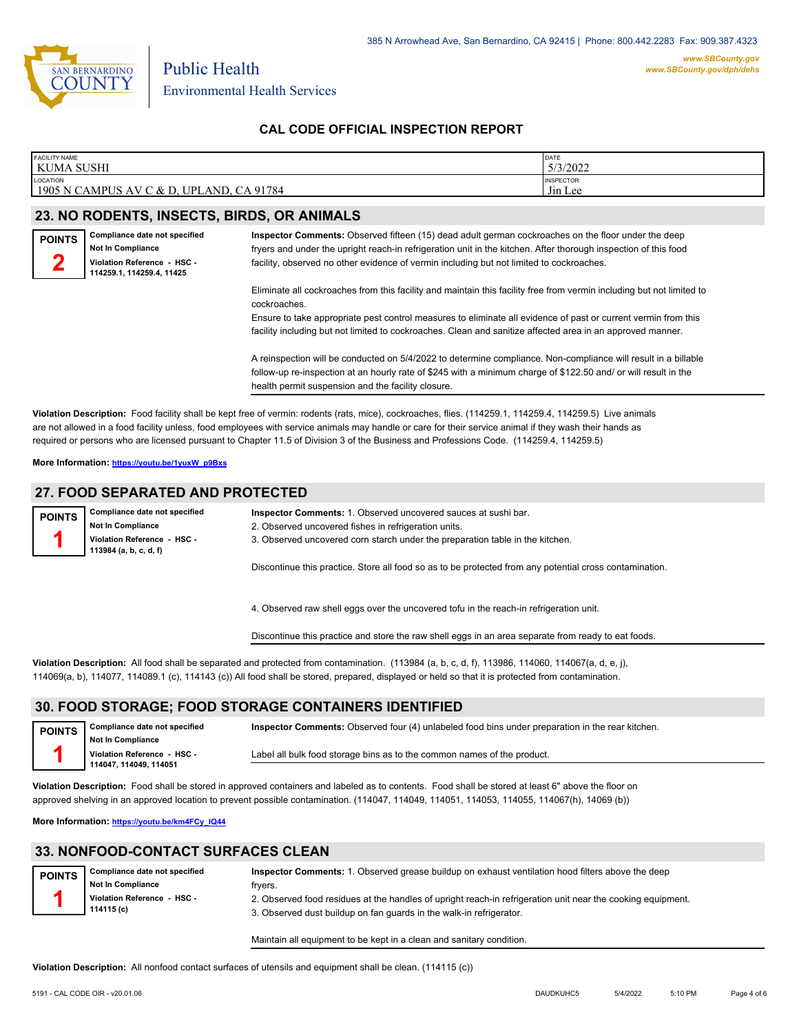## CAL CODE OFFICIAL INSPECTION REPORT

| FACILITY NAME | DATE |
|---|---|
| KUMA SUSHI | 5/3/2022 |
| LOCATION | INSPECTOR |
| 1905 N CAMPUS AV C & D, UPLAND, CA 91784 | Jin Lee |

## 23. NO RODENTS, INSECTS, BIRDS, OR ANIMALS

**POINTS 2**

**Compliance date not specified**
**Not In Compliance**
**Violation Reference - HSC - 114259.1, 114259.4, 11425**

**Inspector Comments:** Observed fifteen (15) dead adult german cockroaches on the floor under the deep fryers and under the upright reach-in refrigeration unit in the kitchen. After thorough inspection of this food facility, observed no other evidence of vermin including but not limited to cockroaches.

Eliminate all cockroaches from this facility and maintain this facility free from vermin including but not limited to cockroaches.
Ensure to take appropriate pest control measures to eliminate all evidence of past or current vermin from this facility including but not limited to cockroaches. Clean and sanitize affected area in an approved manner.

A reinspection will be conducted on 5/4/2022 to determine compliance. Non-compliance will result in a billable follow-up re-inspection at an hourly rate of $245 with a minimum charge of $122.50 and/ or will result in the health permit suspension and the facility closure.

**Violation Description:** Food facility shall be kept free of vermin: rodents (rats, mice), cockroaches, flies. (114259.1, 114259.4, 114259.5) Live animals are not allowed in a food facility unless, food employees with service animals may handle or care for their service animal if they wash their hands as required or persons who are licensed pursuant to Chapter 11.5 of Division 3 of the Business and Professions Code. (114259.4, 114259.5)

**More Information: https://youtu.be/1yuxW_p9Bxs**

## 27. FOOD SEPARATED AND PROTECTED

**POINTS 1**

**Compliance date not specified**
**Not In Compliance**
**Violation Reference - HSC - 113984 (a, b, c, d, f)**

**Inspector Comments:** 1. Observed uncovered sauces at sushi bar.
2. Observed uncovered fishes in refrigeration units.
3. Observed uncovered corn starch under the preparation table in the kitchen.

Discontinue this practice. Store all food so as to be protected from any potential cross contamination.

4. Observed raw shell eggs over the uncovered tofu in the reach-in refrigeration unit.

Discontinue this practice and store the raw shell eggs in an area separate from ready to eat foods.

**Violation Description:** All food shall be separated and protected from contamination. (113984 (a, b, c, d, f), 113986, 114060, 114067(a, d, e, j), 114069(a, b), 114077, 114089.1 (c), 114143 (c)) All food shall be stored, prepared, displayed or held so that it is protected from contamination.

## 30. FOOD STORAGE; FOOD STORAGE CONTAINERS IDENTIFIED

**POINTS 1**

**Compliance date not specified**
**Not In Compliance**
**Violation Reference - HSC - 114047, 114049, 114051**

**Inspector Comments:** Observed four (4) unlabeled food bins under preparation in the rear kitchen.

Label all bulk food storage bins as to the common names of the product.

**Violation Description:** Food shall be stored in approved containers and labeled as to contents. Food shall be stored at least 6" above the floor on approved shelving in an approved location to prevent possible contamination. (114047, 114049, 114051, 114053, 114055, 114067(h), 14069 (b))

**More Information: https://youtu.be/km4FCy_IQ44**

## 33. NONFOOD-CONTACT SURFACES CLEAN

**POINTS 1**

**Compliance date not specified**
**Not In Compliance**
**Violation Reference - HSC - 114115 (c)**

**Inspector Comments:** 1. Observed grease buildup on exhaust ventilation hood filters above the deep fryers.
2. Observed food residues at the handles of upright reach-in refrigeration unit near the cooking equipment.
3. Observed dust buildup on fan guards in the walk-in refrigerator.

Maintain all equipment to be kept in a clean and sanitary condition.

**Violation Description:** All nonfood contact surfaces of utensils and equipment shall be clean. (114115 (c))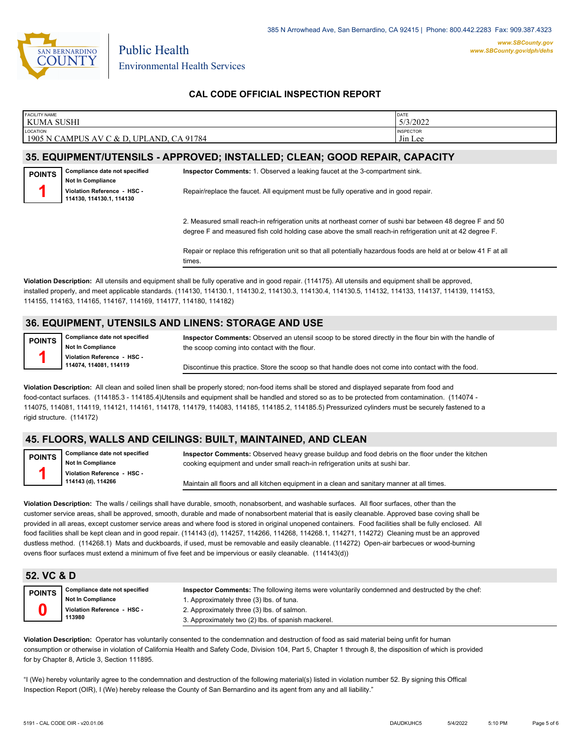385 N Arrowhead Ave, San Bernardino, CA 92415 | Phone: 800.442.2283 Fax: 909.387.4323

Public Health
Environmental Health Services

www.SBCounty.gov
www.SBCounty.gov/dph/dehs

## CAL CODE OFFICIAL INSPECTION REPORT

| FACILITY NAME | DATE |
|---|---|
| KUMA SUSHI | 5/3/2022 |
| **LOCATION** | **INSPECTOR** |
| 1905 N CAMPUS AV C & D, UPLAND, CA 91784 | Jin Lee |

## 35. EQUIPMENT/UTENSILS - APPROVED; INSTALLED; CLEAN; GOOD REPAIR, CAPACITY

**POINTS** 1

**Compliance date not specified**
**Not In Compliance**
**Violation Reference - HSC - 114130, 114130.1, 114130**

**Inspector Comments:** 1. Observed a leaking faucet at the 3-compartment sink.

Repair/replace the faucet. All equipment must be fully operative and in good repair.

2. Measured small reach-in refrigeration units at northeast corner of sushi bar between 48 degree F and 50 degree F and measured fish cold holding case above the small reach-in refrigeration unit at 42 degree F.

Repair or replace this refrigeration unit so that all potentially hazardous foods are held at or below 41 F at all times.

**Violation Description:** All utensils and equipment shall be fully operative and in good repair. (114175). All utensils and equipment shall be approved, installed properly, and meet applicable standards. (114130, 114130.1, 114130.2, 114130.3, 114130.4, 114130.5, 114132, 114133, 114137, 114139, 114153, 114155, 114163, 114165, 114167, 114169, 114177, 114180, 114182)

## 36. EQUIPMENT, UTENSILS AND LINENS: STORAGE AND USE

**POINTS** 1

**Compliance date not specified**
**Not In Compliance**
**Violation Reference - HSC - 114074, 114081, 114119**

**Inspector Comments:** Observed an utensil scoop to be stored directly in the flour bin with the handle of the scoop coming into contact with the flour.

Discontinue this practice. Store the scoop so that handle does not come into contact with the food.

**Violation Description:** All clean and soiled linen shall be properly stored; non-food items shall be stored and displayed separate from food and food-contact surfaces. (114185.3 - 114185.4)Utensils and equipment shall be handled and stored so as to be protected from contamination. (114074 - 114075, 114081, 114119, 114121, 114161, 114178, 114179, 114083, 114185, 114185.2, 114185.5) Pressurized cylinders must be securely fastened to a rigid structure. (114172)

## 45. FLOORS, WALLS AND CEILINGS: BUILT, MAINTAINED, AND CLEAN

**POINTS** 1

**Compliance date not specified**
**Not In Compliance**
**Violation Reference - HSC - 114143 (d), 114266**

**Inspector Comments:** Observed heavy grease buildup and food debris on the floor under the kitchen cooking equipment and under small reach-in refrigeration units at sushi bar.

Maintain all floors and all kitchen equipment in a clean and sanitary manner at all times.

**Violation Description:** The walls / ceilings shall have durable, smooth, nonabsorbent, and washable surfaces. All floor surfaces, other than the customer service areas, shall be approved, smooth, durable and made of nonabsorbent material that is easily cleanable. Approved base coving shall be provided in all areas, except customer service areas and where food is stored in original unopened containers. Food facilities shall be fully enclosed. All food facilities shall be kept clean and in good repair. (114143 (d), 114257, 114266, 114268, 114268.1, 114271, 114272) Cleaning must be an approved dustless method. (114268.1) Mats and duckboards, if used, must be removable and easily cleanable. (114272) Open-air barbecues or wood-burning ovens floor surfaces must extend a minimum of five feet and be impervious or easily cleanable. (114143(d))

## 52. VC & D

**POINTS** 0

**Compliance date not specified**
**Not In Compliance**
**Violation Reference - HSC - 113980**

**Inspector Comments:** The following items were voluntarily condemned and destructed by the chef:
1. Approximately three (3) lbs. of tuna.
2. Approximately three (3) lbs. of salmon.
3. Approximately two (2) lbs. of spanish mackerel.

**Violation Description:** Operator has voluntarily consented to the condemnation and destruction of food as said material being unfit for human consumption or otherwise in violation of California Health and Safety Code, Division 104, Part 5, Chapter 1 through 8, the disposition of which is provided for by Chapter 8, Article 3, Section 111895.

"I (We) hereby voluntarily agree to the condemnation and destruction of the following material(s) listed in violation number 52. By signing this Offical Inspection Report (OIR), I (We) hereby release the County of San Bernardino and its agent from any and all liability."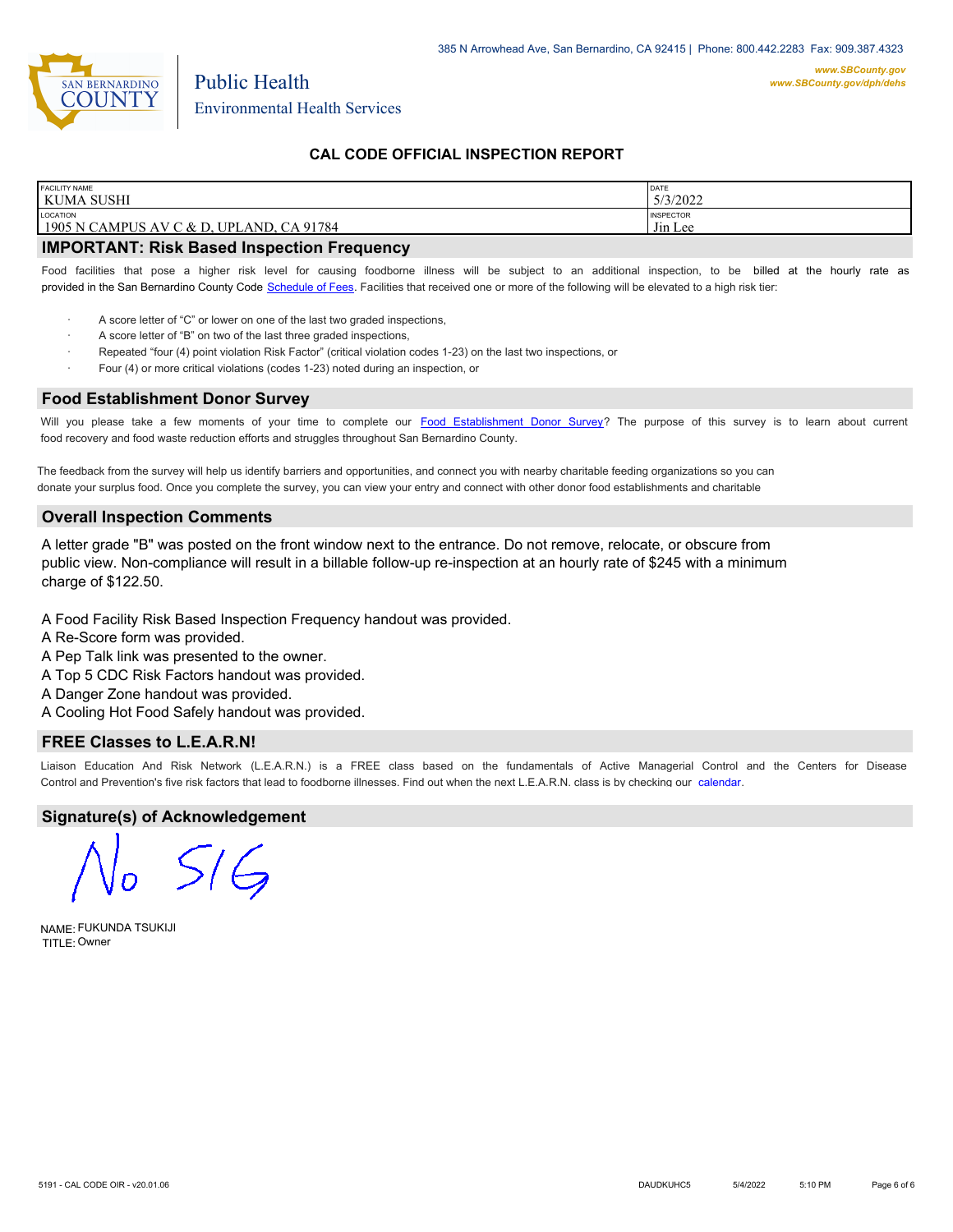385 N Arrowhead Ave, San Bernardino, CA 92415 | Phone: 800.442.2283 Fax: 909.387.4323

www.SBCounty.gov
www.SBCounty.gov/dph/dehs

SAN BERNARDINO COUNTY

Public Health
Environmental Health Services

## CAL CODE OFFICIAL INSPECTION REPORT

| | |
|---|---|
| FACILITY NAME<br>KUMA SUSHI | DATE<br>5/3/2022 |
| LOCATION<br>1905 N CAMPUS AV C & D, UPLAND, CA 91784 | INSPECTOR<br>Jin Lee |

### IMPORTANT: Risk Based Inspection Frequency

Food facilities that pose a higher risk level for causing foodborne illness will be subject to an additional inspection, to be billed at the hourly rate as provided in the San Bernardino County Code Schedule of Fees. Facilities that received one or more of the following will be elevated to a high risk tier:

- A score letter of "C" or lower on one of the last two graded inspections,
- A score letter of "B" on two of the last three graded inspections,
- Repeated "four (4) point violation Risk Factor" (critical violation codes 1-23) on the last two inspections, or
- Four (4) or more critical violations (codes 1-23) noted during an inspection, or

### Food Establishment Donor Survey

Will you please take a few moments of your time to complete our Food Establishment Donor Survey? The purpose of this survey is to learn about current food recovery and food waste reduction efforts and struggles throughout San Bernardino County.

The feedback from the survey will help us identify barriers and opportunities, and connect you with nearby charitable feeding organizations so you can donate your surplus food. Once you complete the survey, you can view your entry and connect with other donor food establishments and charitable

### Overall Inspection Comments

A letter grade "B" was posted on the front window next to the entrance. Do not remove, relocate, or obscure from public view. Non-compliance will result in a billable follow-up re-inspection at an hourly rate of $245 with a minimum charge of $122.50.

A Food Facility Risk Based Inspection Frequency handout was provided.
A Re-Score form was provided.
A Pep Talk link was presented to the owner.
A Top 5 CDC Risk Factors handout was provided.
A Danger Zone handout was provided.
A Cooling Hot Food Safely handout was provided.

### FREE Classes to L.E.A.R.N!

Liaison Education And Risk Network (L.E.A.R.N.) is a FREE class based on the fundamentals of Active Managerial Control and the Centers for Disease Control and Prevention's five risk factors that lead to foodborne illnesses. Find out when the next L.E.A.R.N. class is by checking our calendar.

### Signature(s) of Acknowledgement

No S/G

NAME: FUKUNDA TSUKIJI
TITLE: Owner

5191 - CAL CODE OIR - v20.01.06 DAUDKUHC5 5/4/2022 5:10 PM